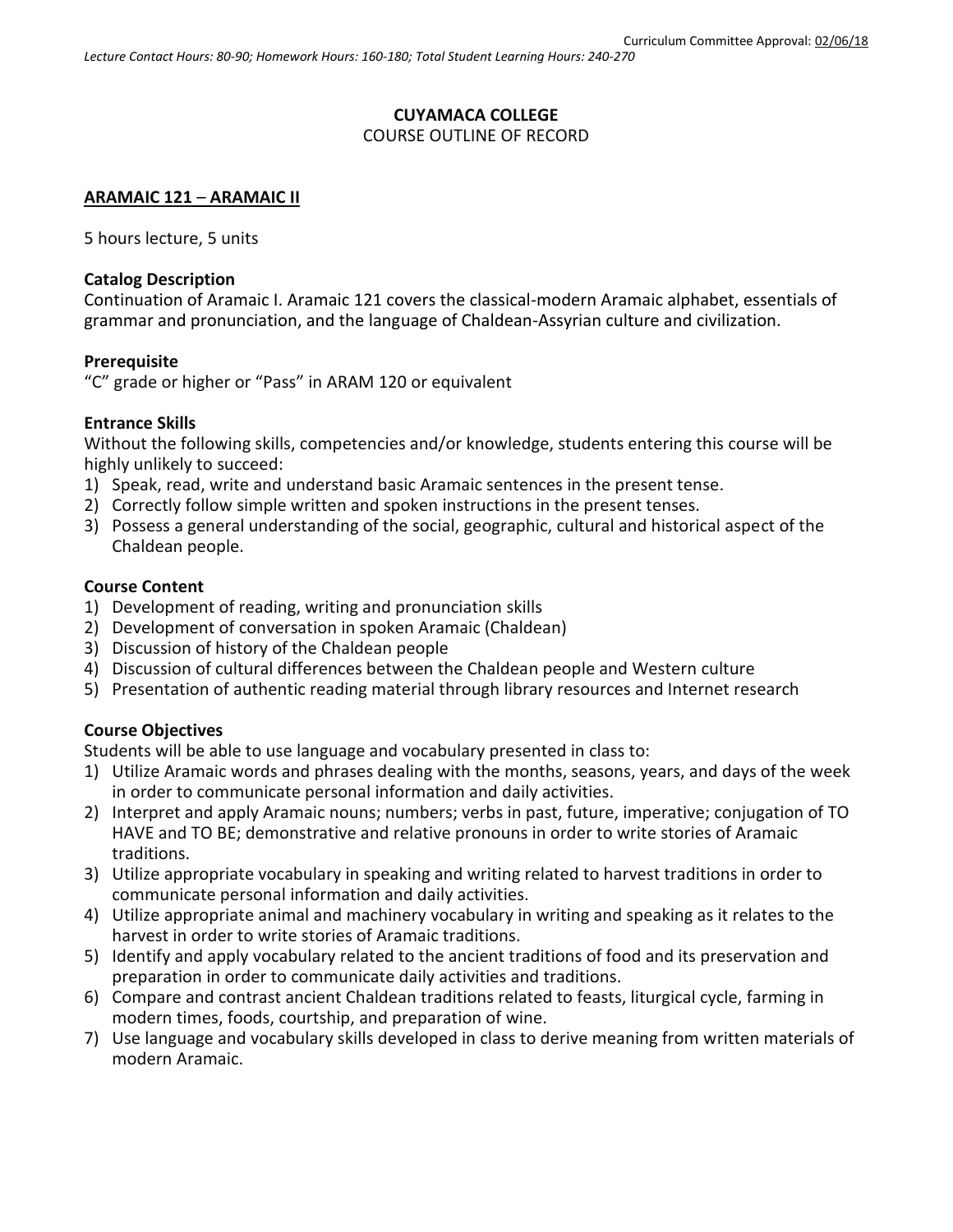Curriculum Committee Approval: 02/06/18

*Lecture Contact Hours: 80-90; Homework Hours: 160-180; Total Student Learning Hours: 240-270*

**CUYAMACA COLLEGE**
COURSE OUTLINE OF RECORD

**ARAMAIC 121 – ARAMAIC II**

5 hours lecture, 5 units

**Catalog Description**
Continuation of Aramaic I. Aramaic 121 covers the classical-modern Aramaic alphabet, essentials of grammar and pronunciation, and the language of Chaldean-Assyrian culture and civilization.

**Prerequisite**
"C" grade or higher or "Pass" in ARAM 120 or equivalent

**Entrance Skills**
Without the following skills, competencies and/or knowledge, students entering this course will be highly unlikely to succeed:
1) Speak, read, write and understand basic Aramaic sentences in the present tense.
2) Correctly follow simple written and spoken instructions in the present tenses.
3) Possess a general understanding of the social, geographic, cultural and historical aspect of the Chaldean people.

**Course Content**
1) Development of reading, writing and pronunciation skills
2) Development of conversation in spoken Aramaic (Chaldean)
3) Discussion of history of the Chaldean people
4) Discussion of cultural differences between the Chaldean people and Western culture
5) Presentation of authentic reading material through library resources and Internet research

**Course Objectives**
Students will be able to use language and vocabulary presented in class to:
1) Utilize Aramaic words and phrases dealing with the months, seasons, years, and days of the week in order to communicate personal information and daily activities.
2) Interpret and apply Aramaic nouns; numbers; verbs in past, future, imperative; conjugation of TO HAVE and TO BE; demonstrative and relative pronouns in order to write stories of Aramaic traditions.
3) Utilize appropriate vocabulary in speaking and writing related to harvest traditions in order to communicate personal information and daily activities.
4) Utilize appropriate animal and machinery vocabulary in writing and speaking as it relates to the harvest in order to write stories of Aramaic traditions.
5) Identify and apply vocabulary related to the ancient traditions of food and its preservation and preparation in order to communicate daily activities and traditions.
6) Compare and contrast ancient Chaldean traditions related to feasts, liturgical cycle, farming in modern times, foods, courtship, and preparation of wine.
7) Use language and vocabulary skills developed in class to derive meaning from written materials of modern Aramaic.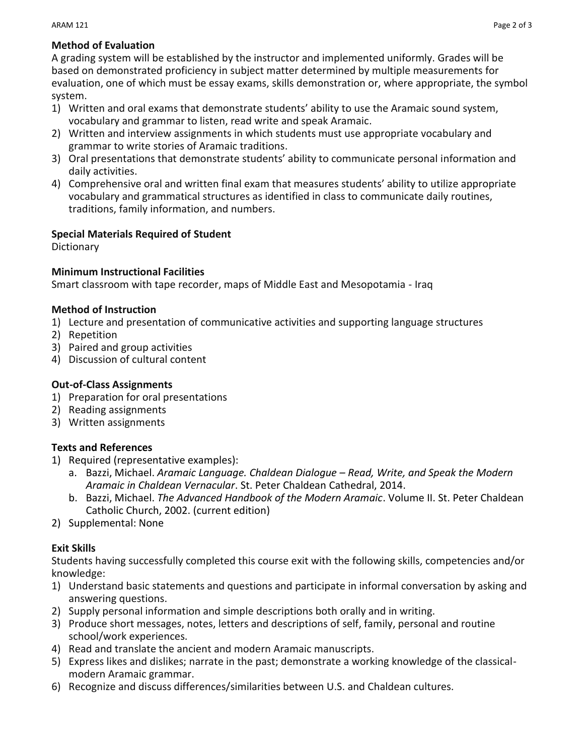**Method of Evaluation**

A grading system will be established by the instructor and implemented uniformly. Grades will be based on demonstrated proficiency in subject matter determined by multiple measurements for evaluation, one of which must be essay exams, skills demonstration or, where appropriate, the symbol system.

1) Written and oral exams that demonstrate students' ability to use the Aramaic sound system, vocabulary and grammar to listen, read write and speak Aramaic.
2) Written and interview assignments in which students must use appropriate vocabulary and grammar to write stories of Aramaic traditions.
3) Oral presentations that demonstrate students' ability to communicate personal information and daily activities.
4) Comprehensive oral and written final exam that measures students' ability to utilize appropriate vocabulary and grammatical structures as identified in class to communicate daily routines, traditions, family information, and numbers.

**Special Materials Required of Student**

Dictionary

**Minimum Instructional Facilities**

Smart classroom with tape recorder, maps of Middle East and Mesopotamia - Iraq

**Method of Instruction**

1) Lecture and presentation of communicative activities and supporting language structures
2) Repetition
3) Paired and group activities
4) Discussion of cultural content

**Out-of-Class Assignments**

1) Preparation for oral presentations
2) Reading assignments
3) Written assignments

**Texts and References**

1) Required (representative examples):
   a. Bazzi, Michael. *Aramaic Language. Chaldean Dialogue – Read, Write, and Speak the Modern Aramaic in Chaldean Vernacular*. St. Peter Chaldean Cathedral, 2014.
   b. Bazzi, Michael. *The Advanced Handbook of the Modern Aramaic*. Volume II. St. Peter Chaldean Catholic Church, 2002. (current edition)
2) Supplemental: None

**Exit Skills**

Students having successfully completed this course exit with the following skills, competencies and/or knowledge:

1) Understand basic statements and questions and participate in informal conversation by asking and answering questions.
2) Supply personal information and simple descriptions both orally and in writing.
3) Produce short messages, notes, letters and descriptions of self, family, personal and routine school/work experiences.
4) Read and translate the ancient and modern Aramaic manuscripts.
5) Express likes and dislikes; narrate in the past; demonstrate a working knowledge of the classical-modern Aramaic grammar.
6) Recognize and discuss differences/similarities between U.S. and Chaldean cultures.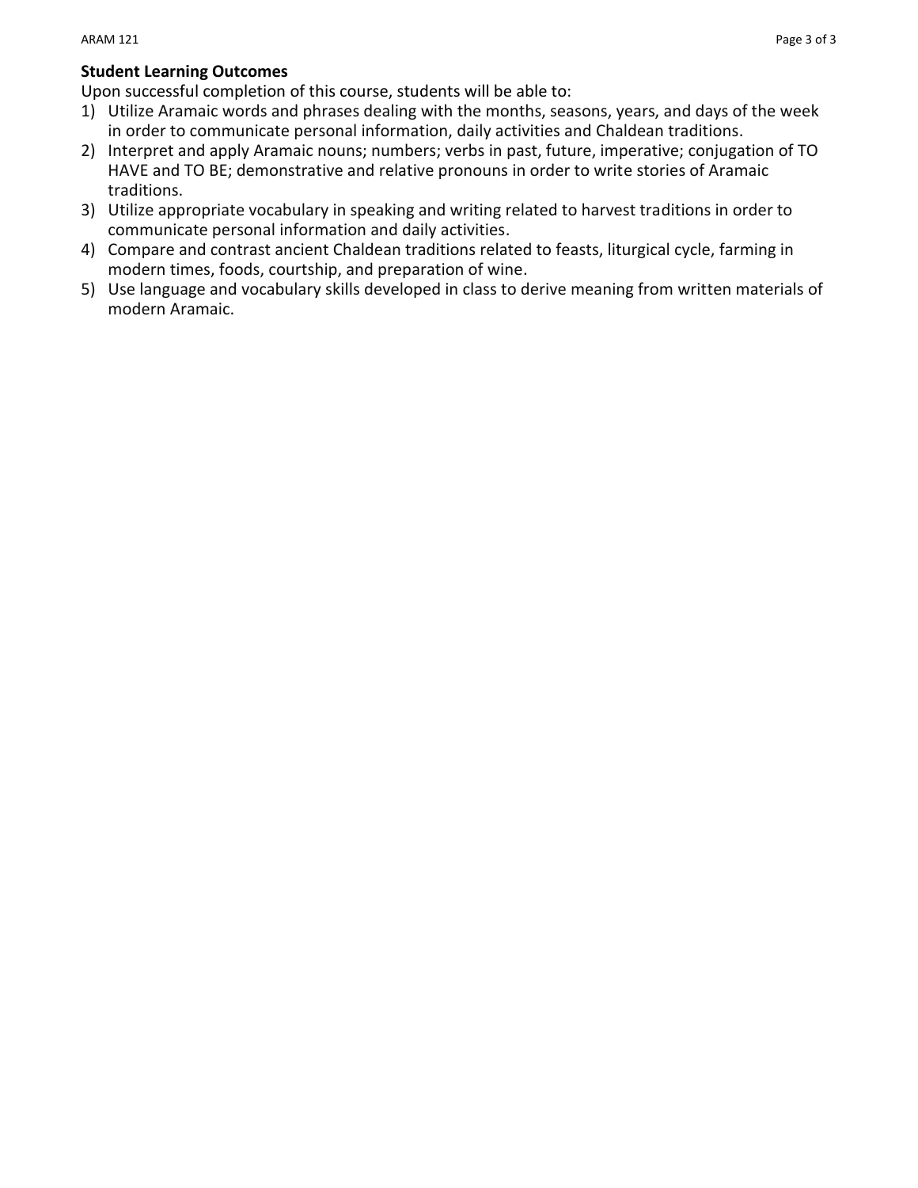**Student Learning Outcomes**

Upon successful completion of this course, students will be able to:

1) Utilize Aramaic words and phrases dealing with the months, seasons, years, and days of the week in order to communicate personal information, daily activities and Chaldean traditions.
2) Interpret and apply Aramaic nouns; numbers; verbs in past, future, imperative; conjugation of TO HAVE and TO BE; demonstrative and relative pronouns in order to write stories of Aramaic traditions.
3) Utilize appropriate vocabulary in speaking and writing related to harvest traditions in order to communicate personal information and daily activities.
4) Compare and contrast ancient Chaldean traditions related to feasts, liturgical cycle, farming in modern times, foods, courtship, and preparation of wine.
5) Use language and vocabulary skills developed in class to derive meaning from written materials of modern Aramaic.